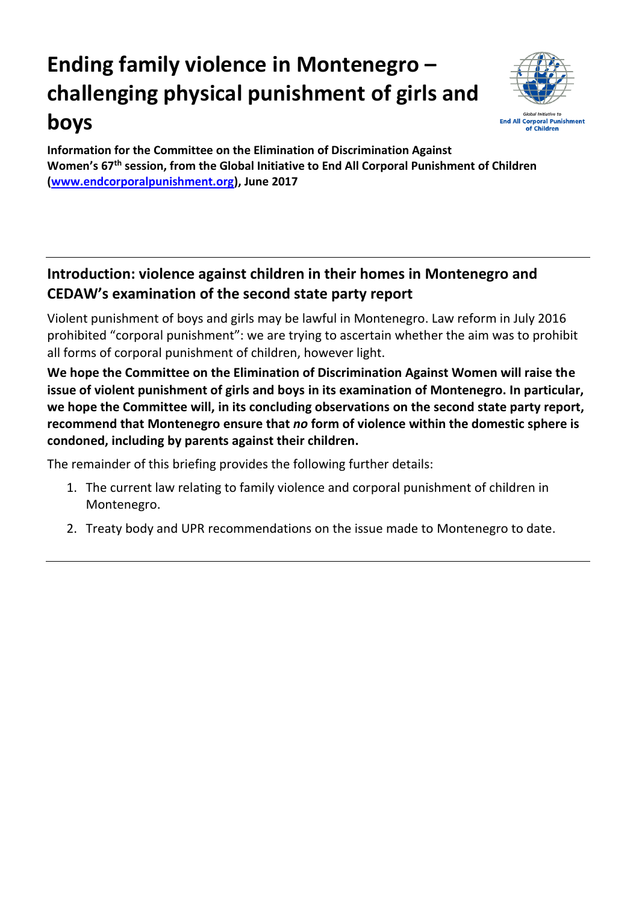# Ending family violence in Montenegro – challenging physical punishment of girls and boys

**Information for the Committee on the Elimination of Discrimination Against Women's 67th session, from the Global Initiative to End All Corporal Punishment of Children ([www.endcorporalpunishment.org](http://www.endcorporalpunishment.org)), June 2017**

---

## Introduction: violence against children in their homes in Montenegro and CEDAW's examination of the second state party report

Violent punishment of boys and girls may be lawful in Montenegro. Law reform in July 2016 prohibited "corporal punishment": we are trying to ascertain whether the aim was to prohibit all forms of corporal punishment of children, however light.

**We hope the Committee on the Elimination of Discrimination Against Women will raise the issue of violent punishment of girls and boys in its examination of Montenegro. In particular, we hope the Committee will, in its concluding observations on the second state party report, recommend that Montenegro ensure that *no* form of violence within the domestic sphere is condoned, including by parents against their children.**

The remainder of this briefing provides the following further details:

1. The current law relating to family violence and corporal punishment of children in Montenegro.
2. Treaty body and UPR recommendations on the issue made to Montenegro to date.

---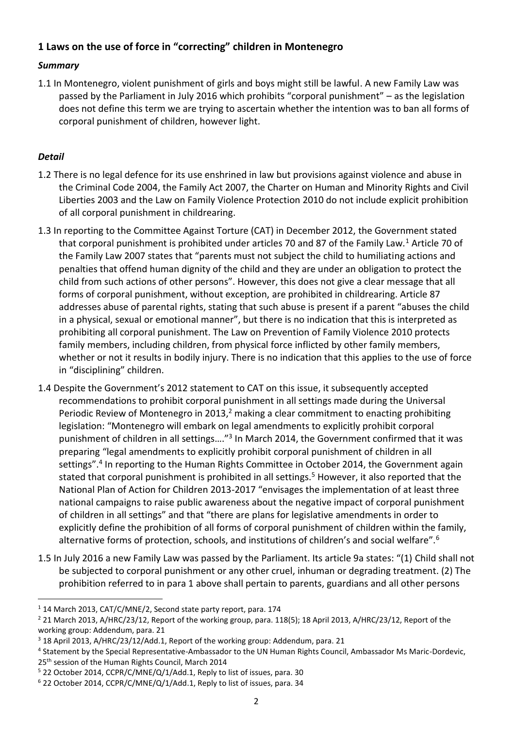## 1 Laws on the use of force in "correcting" children in Montenegro

### *Summary*

1.1 In Montenegro, violent punishment of girls and boys might still be lawful. A new Family Law was passed by the Parliament in July 2016 which prohibits "corporal punishment" – as the legislation does not define this term we are trying to ascertain whether the intention was to ban all forms of corporal punishment of children, however light.

### *Detail*

1.2 There is no legal defence for its use enshrined in law but provisions against violence and abuse in the Criminal Code 2004, the Family Act 2007, the Charter on Human and Minority Rights and Civil Liberties 2003 and the Law on Family Violence Protection 2010 do not include explicit prohibition of all corporal punishment in childrearing.

1.3 In reporting to the Committee Against Torture (CAT) in December 2012, the Government stated that corporal punishment is prohibited under articles 70 and 87 of the Family Law.[1] Article 70 of the Family Law 2007 states that "parents must not subject the child to humiliating actions and penalties that offend human dignity of the child and they are under an obligation to protect the child from such actions of other persons". However, this does not give a clear message that all forms of corporal punishment, without exception, are prohibited in childrearing. Article 87 addresses abuse of parental rights, stating that such abuse is present if a parent "abuses the child in a physical, sexual or emotional manner", but there is no indication that this is interpreted as prohibiting all corporal punishment. The Law on Prevention of Family Violence 2010 protects family members, including children, from physical force inflicted by other family members, whether or not it results in bodily injury. There is no indication that this applies to the use of force in "disciplining" children.

1.4 Despite the Government's 2012 statement to CAT on this issue, it subsequently accepted recommendations to prohibit corporal punishment in all settings made during the Universal Periodic Review of Montenegro in 2013,[2] making a clear commitment to enacting prohibiting legislation: "Montenegro will embark on legal amendments to explicitly prohibit corporal punishment of children in all settings…."[3] In March 2014, the Government confirmed that it was preparing "legal amendments to explicitly prohibit corporal punishment of children in all settings".[4] In reporting to the Human Rights Committee in October 2014, the Government again stated that corporal punishment is prohibited in all settings.[5] However, it also reported that the National Plan of Action for Children 2013-2017 "envisages the implementation of at least three national campaigns to raise public awareness about the negative impact of corporal punishment of children in all settings" and that "there are plans for legislative amendments in order to explicitly define the prohibition of all forms of corporal punishment of children within the family, alternative forms of protection, schools, and institutions of children's and social welfare".[6]

1.5 In July 2016 a new Family Law was passed by the Parliament. Its article 9a states: "(1) Child shall not be subjected to corporal punishment or any other cruel, inhuman or degrading treatment. (2) The prohibition referred to in para 1 above shall pertain to parents, guardians and all other persons

---

[1] 14 March 2013, CAT/C/MNE/2, Second state party report, para. 174

[2] 21 March 2013, A/HRC/23/12, Report of the working group, para. 118(5); 18 April 2013, A/HRC/23/12, Report of the working group: Addendum, para. 21

[3] 18 April 2013, A/HRC/23/12/Add.1, Report of the working group: Addendum, para. 21

[4] Statement by the Special Representative-Ambassador to the UN Human Rights Council, Ambassador Ms Maric-Dordevic, 25th session of the Human Rights Council, March 2014

[5] 22 October 2014, CCPR/C/MNE/Q/1/Add.1, Reply to list of issues, para. 30

[6] 22 October 2014, CCPR/C/MNE/Q/1/Add.1, Reply to list of issues, para. 34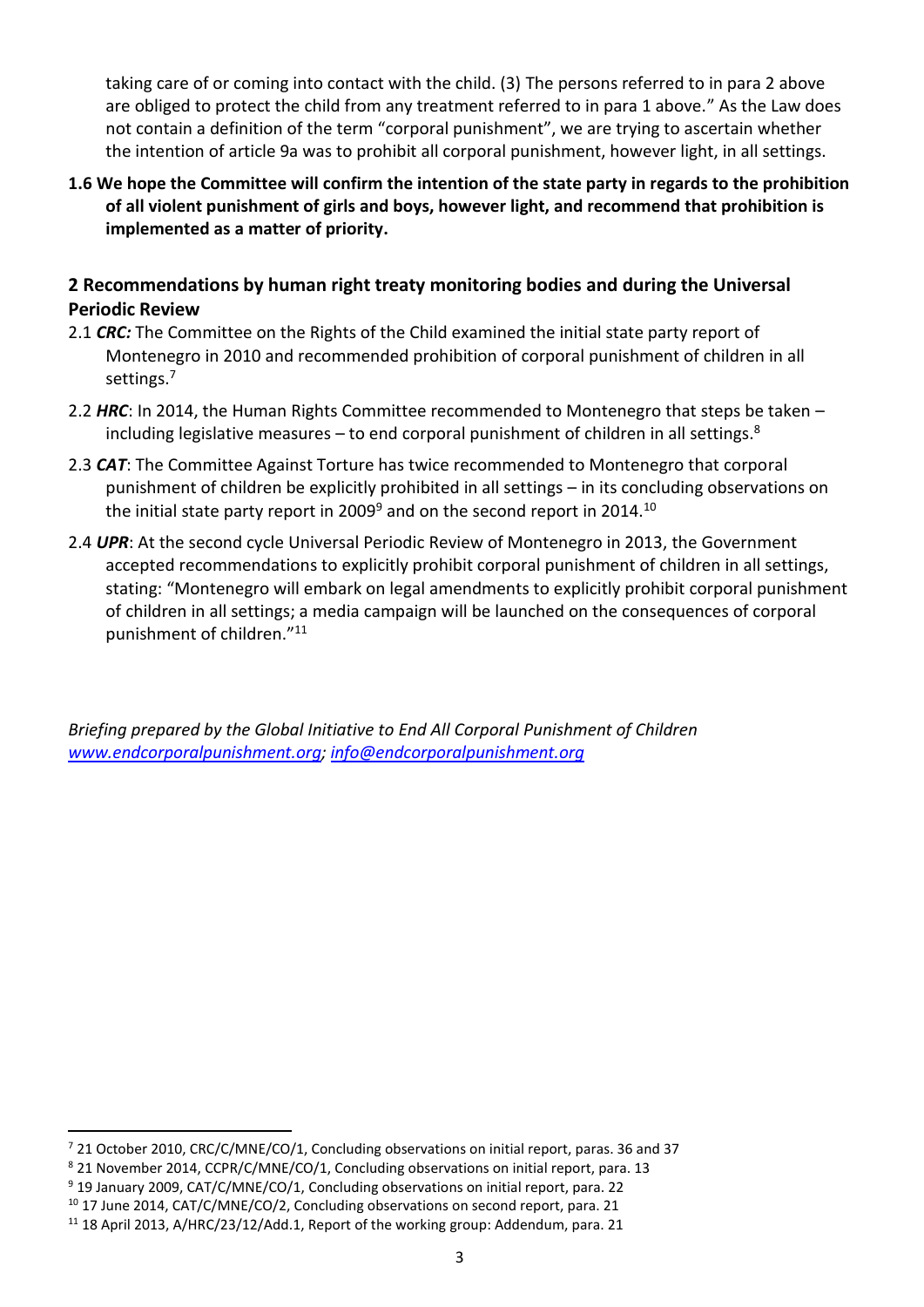taking care of or coming into contact with the child. (3) The persons referred to in para 2 above are obliged to protect the child from any treatment referred to in para 1 above." As the Law does not contain a definition of the term "corporal punishment", we are trying to ascertain whether the intention of article 9a was to prohibit all corporal punishment, however light, in all settings.

**1.6 We hope the Committee will confirm the intention of the state party in regards to the prohibition of all violent punishment of girls and boys, however light, and recommend that prohibition is implemented as a matter of priority.**

## 2 Recommendations by human right treaty monitoring bodies and during the Universal Periodic Review

2.1 ***CRC:*** The Committee on the Rights of the Child examined the initial state party report of Montenegro in 2010 and recommended prohibition of corporal punishment of children in all settings.[7]

2.2 ***HRC***: In 2014, the Human Rights Committee recommended to Montenegro that steps be taken – including legislative measures – to end corporal punishment of children in all settings.[8]

2.3 ***CAT***: The Committee Against Torture has twice recommended to Montenegro that corporal punishment of children be explicitly prohibited in all settings – in its concluding observations on the initial state party report in 2009[9] and on the second report in 2014.[10]

2.4 ***UPR***: At the second cycle Universal Periodic Review of Montenegro in 2013, the Government accepted recommendations to explicitly prohibit corporal punishment of children in all settings, stating: "Montenegro will embark on legal amendments to explicitly prohibit corporal punishment of children in all settings; a media campaign will be launched on the consequences of corporal punishment of children."[11]

*Briefing prepared by the Global Initiative to End All Corporal Punishment of Children*
*www.endcorporalpunishment.org; info@endcorporalpunishment.org*

---

[7] 21 October 2010, CRC/C/MNE/CO/1, Concluding observations on initial report, paras. 36 and 37

[8] 21 November 2014, CCPR/C/MNE/CO/1, Concluding observations on initial report, para. 13

[9] 19 January 2009, CAT/C/MNE/CO/1, Concluding observations on initial report, para. 22

[10] 17 June 2014, CAT/C/MNE/CO/2, Concluding observations on second report, para. 21

[11] 18 April 2013, A/HRC/23/12/Add.1, Report of the working group: Addendum, para. 21